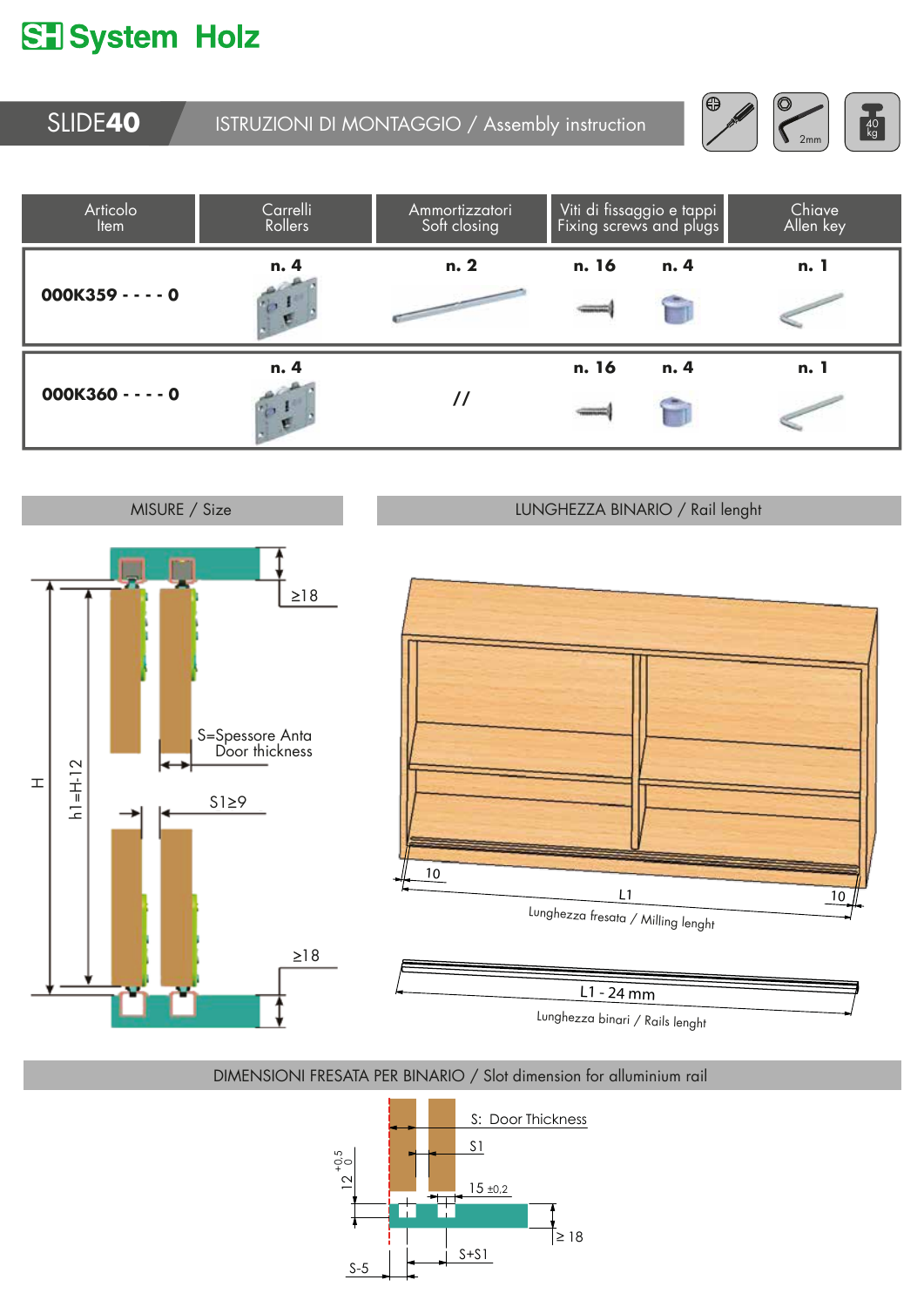# System Holz

## SLIDE40 — ISTRUZIONI DI MONTAGGIO / Assembly instruction

2mm — 40 kg

| Articolo Item | Carrelli Rollers | Ammortizzatori Soft closing | Viti di fissaggio e tappi Fixing screws and plugs | | Chiave Allen key |
|---|---|---|---|---|---|
| **000K359 - - - - 0** | **n. 4** | **n. 2** | **n. 16** | **n. 4** | **n. 1** |
| **000K360 - - - - 0** | **n. 4** | // | **n. 16** | **n. 4** | **n. 1** |

### MISURE / Size

≥18

S=Spessore Anta
Door thickness

S1≥9

H

h1=H-12

≥18

### LUNGHEZZA BINARIO / Rail lenght

10 — L1 — 10

Lunghezza fresata / Milling lenght

L1 - 24 mm

Lunghezza binari / Rails lenght

### DIMENSIONI FRESATA PER BINARIO / Slot dimension for alluminium rail

S: Door Thickness

S1

15 ±0,2

12 +0,5 / 0

≥ 18

S+S1

S-5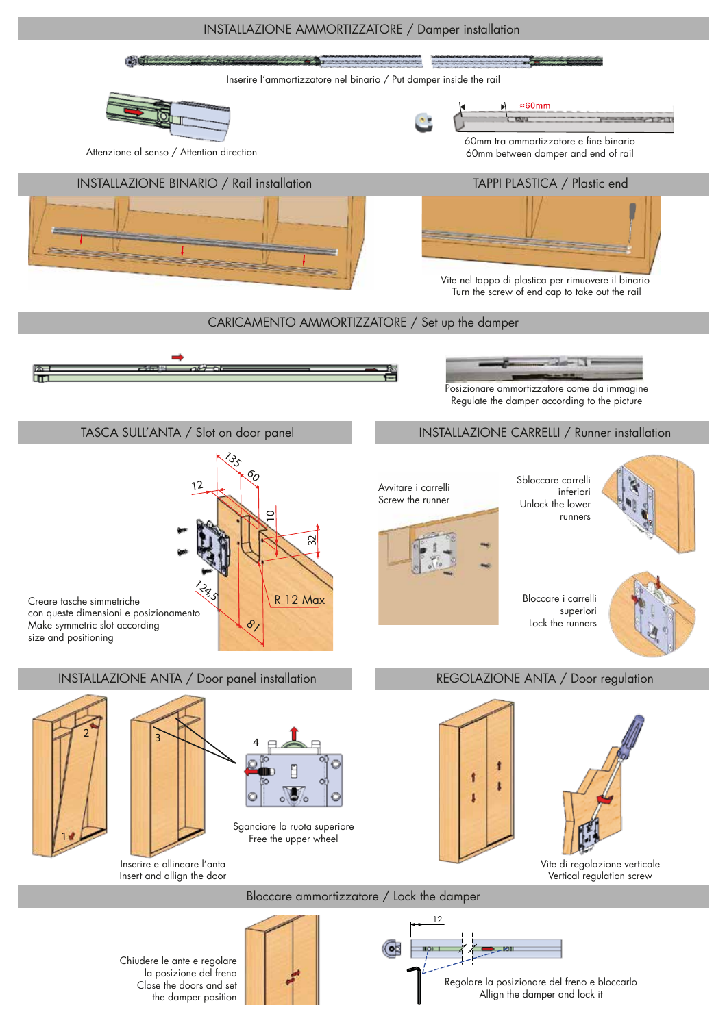## INSTALLAZIONE AMMORTIZZATORE / Damper installation

Inserire l'ammortizzatore nel binario / Put damper inside the rail

Attenzione al senso / Attention direction

≈60mm

60mm tra ammortizzatore e fine binario
60mm between damper and end of rail

## INSTALLAZIONE BINARIO / Rail installation

## TAPPI PLASTICA / Plastic end

Vite nel tappo di plastica per rimuovere il binario
Turn the screw of end cap to take out the rail

## CARICAMENTO AMMORTIZZATORE / Set up the damper

Posizionare ammortizzatore come da immagine
Regulate the damper according to the picture

## TASCA SULL'ANTA / Slot on door panel

135
60
12
10
32
124,5
R 12 Max
81

Creare tasche simmetriche con queste dimensioni e posizionamento
Make symmetric slot according size and positioning

## INSTALLAZIONE CARRELLI / Runner installation

Avvitare i carrelli
Screw the runner

Sbloccare carrelli inferiori
Unlock the lower runners

Bloccare i carrelli superiori
Lock the runners

## INSTALLAZIONE ANTA / Door panel installation

1
2
3
4

Inserire e allineare l'anta
Insert and allign the door

Sganciare la ruota superiore
Free the upper wheel

## REGOLAZIONE ANTA / Door regulation

Vite di regolazione verticale
Vertical regulation screw

## Bloccare ammortizzatore / Lock the damper

Chiudere le ante e regolare la posizione del freno
Close the doors and set the damper position

12

Regolare la posizionare del freno e bloccarlo
Allign the damper and lock it